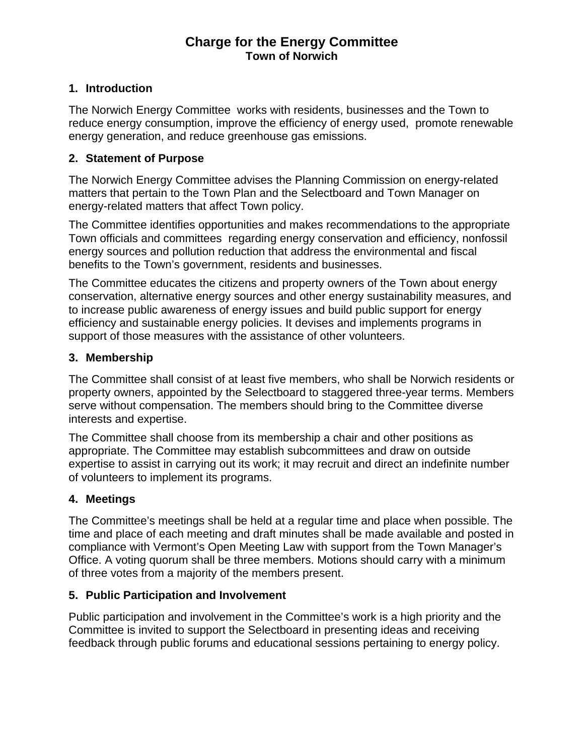# Charge for the Energy Committee
## Town of Norwich

### 1. Introduction

The Norwich Energy Committee works with residents, businesses and the Town to reduce energy consumption, improve the efficiency of energy used, promote renewable energy generation, and reduce greenhouse gas emissions.

### 2. Statement of Purpose

The Norwich Energy Committee advises the Planning Commission on energy-related matters that pertain to the Town Plan and the Selectboard and Town Manager on energy-related matters that affect Town policy.

The Committee identifies opportunities and makes recommendations to the appropriate Town officials and committees regarding energy conservation and efficiency, nonfossil energy sources and pollution reduction that address the environmental and fiscal benefits to the Town's government, residents and businesses.

The Committee educates the citizens and property owners of the Town about energy conservation, alternative energy sources and other energy sustainability measures, and to increase public awareness of energy issues and build public support for energy efficiency and sustainable energy policies. It devises and implements programs in support of those measures with the assistance of other volunteers.

### 3. Membership

The Committee shall consist of at least five members, who shall be Norwich residents or property owners, appointed by the Selectboard to staggered three-year terms. Members serve without compensation. The members should bring to the Committee diverse interests and expertise.

The Committee shall choose from its membership a chair and other positions as appropriate. The Committee may establish subcommittees and draw on outside expertise to assist in carrying out its work; it may recruit and direct an indefinite number of volunteers to implement its programs.

### 4. Meetings

The Committee's meetings shall be held at a regular time and place when possible. The time and place of each meeting and draft minutes shall be made available and posted in compliance with Vermont's Open Meeting Law with support from the Town Manager's Office. A voting quorum shall be three members. Motions should carry with a minimum of three votes from a majority of the members present.

### 5. Public Participation and Involvement

Public participation and involvement in the Committee's work is a high priority and the Committee is invited to support the Selectboard in presenting ideas and receiving feedback through public forums and educational sessions pertaining to energy policy.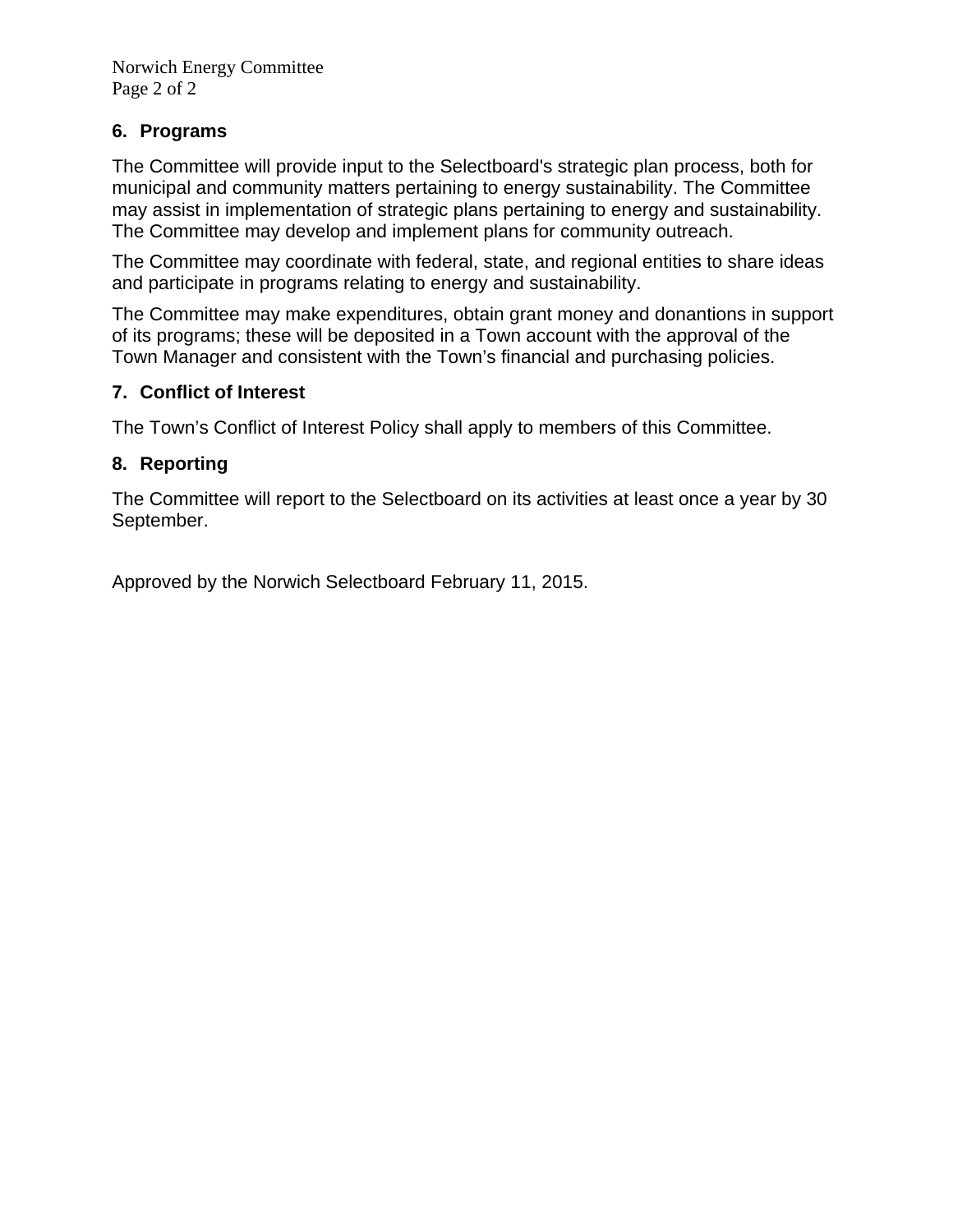## 6. Programs

The Committee will provide input to the Selectboard's strategic plan process, both for municipal and community matters pertaining to energy sustainability. The Committee may assist in implementation of strategic plans pertaining to energy and sustainability. The Committee may develop and implement plans for community outreach.

The Committee may coordinate with federal, state, and regional entities to share ideas and participate in programs relating to energy and sustainability.

The Committee may make expenditures, obtain grant money and donantions in support of its programs; these will be deposited in a Town account with the approval of the Town Manager and consistent with the Town's financial and purchasing policies.

## 7. Conflict of Interest

The Town's Conflict of Interest Policy shall apply to members of this Committee.

## 8. Reporting

The Committee will report to the Selectboard on its activities at least once a year by 30 September.

Approved by the Norwich Selectboard February 11, 2015.